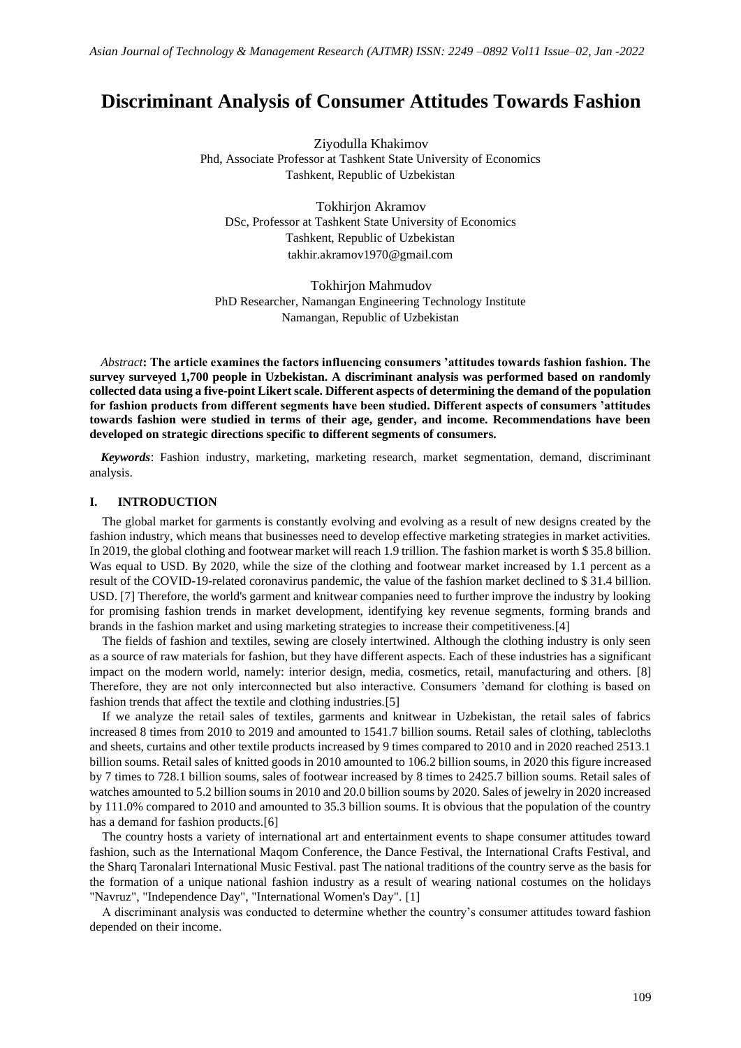# Discriminant Analysis of Consumer Attitudes Towards Fashion

Ziyodulla Khakimov
Phd, Associate Professor at Tashkent State University of Economics
Tashkent, Republic of Uzbekistan

Tokhirjon Akramov
DSc, Professor at Tashkent State University of Economics
Tashkent, Republic of Uzbekistan
takhir.akramov1970@gmail.com

Tokhirjon Mahmudov
PhD Researcher, Namangan Engineering Technology Institute
Namangan, Republic of Uzbekistan

*Abstract***: The article examines the factors influencing consumers 'attitudes towards fashion fashion. The survey surveyed 1,700 people in Uzbekistan. A discriminant analysis was performed based on randomly collected data using a five-point Likert scale. Different aspects of determining the demand of the population for fashion products from different segments have been studied. Different aspects of consumers 'attitudes towards fashion were studied in terms of their age, gender, and income. Recommendations have been developed on strategic directions specific to different segments of consumers.**

***Keywords***: Fashion industry, marketing, marketing research, market segmentation, demand, discriminant analysis.

## I. INTRODUCTION

The global market for garments is constantly evolving and evolving as a result of new designs created by the fashion industry, which means that businesses need to develop effective marketing strategies in market activities. In 2019, the global clothing and footwear market will reach 1.9 trillion. The fashion market is worth $ 35.8 billion. Was equal to USD. By 2020, while the size of the clothing and footwear market increased by 1.1 percent as a result of the COVID-19-related coronavirus pandemic, the value of the fashion market declined to $ 31.4 billion. USD. [7] Therefore, the world's garment and knitwear companies need to further improve the industry by looking for promising fashion trends in market development, identifying key revenue segments, forming brands and brands in the fashion market and using marketing strategies to increase their competitiveness.[4]

The fields of fashion and textiles, sewing are closely intertwined. Although the clothing industry is only seen as a source of raw materials for fashion, but they have different aspects. Each of these industries has a significant impact on the modern world, namely: interior design, media, cosmetics, retail, manufacturing and others. [8] Therefore, they are not only interconnected but also interactive. Consumers 'demand for clothing is based on fashion trends that affect the textile and clothing industries.[5]

If we analyze the retail sales of textiles, garments and knitwear in Uzbekistan, the retail sales of fabrics increased 8 times from 2010 to 2019 and amounted to 1541.7 billion soums. Retail sales of clothing, tablecloths and sheets, curtains and other textile products increased by 9 times compared to 2010 and in 2020 reached 2513.1 billion soums. Retail sales of knitted goods in 2010 amounted to 106.2 billion soums, in 2020 this figure increased by 7 times to 728.1 billion soums, sales of footwear increased by 8 times to 2425.7 billion soums. Retail sales of watches amounted to 5.2 billion soums in 2010 and 20.0 billion soums by 2020. Sales of jewelry in 2020 increased by 111.0% compared to 2010 and amounted to 35.3 billion soums. It is obvious that the population of the country has a demand for fashion products.[6]

The country hosts a variety of international art and entertainment events to shape consumer attitudes toward fashion, such as the International Maqom Conference, the Dance Festival, the International Crafts Festival, and the Sharq Taronalari International Music Festival. past The national traditions of the country serve as the basis for the formation of a unique national fashion industry as a result of wearing national costumes on the holidays "Navruz", "Independence Day", "International Women's Day". [1]

A discriminant analysis was conducted to determine whether the country's consumer attitudes toward fashion depended on their income.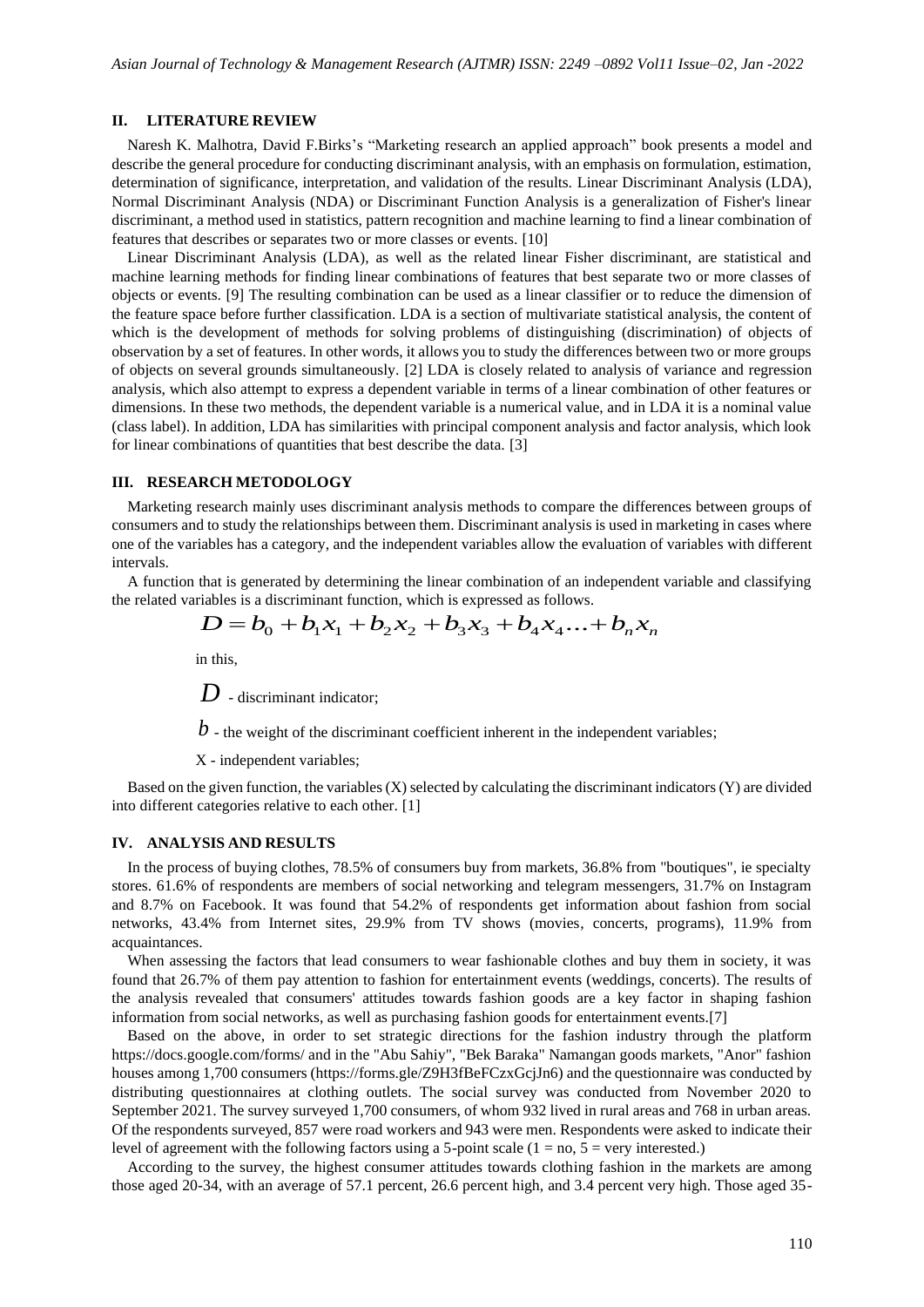## II. LITERATURE REVIEW

Naresh K. Malhotra, David F.Birks's "Marketing research an applied approach" book presents a model and describe the general procedure for conducting discriminant analysis, with an emphasis on formulation, estimation, determination of significance, interpretation, and validation of the results. Linear Discriminant Analysis (LDA), Normal Discriminant Analysis (NDA) or Discriminant Function Analysis is a generalization of Fisher's linear discriminant, a method used in statistics, pattern recognition and machine learning to find a linear combination of features that describes or separates two or more classes or events. [10]

Linear Discriminant Analysis (LDA), as well as the related linear Fisher discriminant, are statistical and machine learning methods for finding linear combinations of features that best separate two or more classes of objects or events. [9] The resulting combination can be used as a linear classifier or to reduce the dimension of the feature space before further classification. LDA is a section of multivariate statistical analysis, the content of which is the development of methods for solving problems of distinguishing (discrimination) of objects of observation by a set of features. In other words, it allows you to study the differences between two or more groups of objects on several grounds simultaneously. [2] LDA is closely related to analysis of variance and regression analysis, which also attempt to express a dependent variable in terms of a linear combination of other features or dimensions. In these two methods, the dependent variable is a numerical value, and in LDA it is a nominal value (class label). In addition, LDA has similarities with principal component analysis and factor analysis, which look for linear combinations of quantities that best describe the data. [3]

## III. RESEARCH METODOLOGY

Marketing research mainly uses discriminant analysis methods to compare the differences between groups of consumers and to study the relationships between them. Discriminant analysis is used in marketing in cases where one of the variables has a category, and the independent variables allow the evaluation of variables with different intervals.

A function that is generated by determining the linear combination of an independent variable and classifying the related variables is a discriminant function, which is expressed as follows.

$$D = b_0 + b_1x_1 + b_2x_2 + b_3x_3 + b_4x_4 \ldots + b_nx_n$$

in this,

$D$ - discriminant indicator;

$b$ - the weight of the discriminant coefficient inherent in the independent variables;

X - independent variables;

Based on the given function, the variables (X) selected by calculating the discriminant indicators (Y) are divided into different categories relative to each other. [1]

## IV. ANALYSIS AND RESULTS

In the process of buying clothes, 78.5% of consumers buy from markets, 36.8% from "boutiques", ie specialty stores. 61.6% of respondents are members of social networking and telegram messengers, 31.7% on Instagram and 8.7% on Facebook. It was found that 54.2% of respondents get information about fashion from social networks, 43.4% from Internet sites, 29.9% from TV shows (movies, concerts, programs), 11.9% from acquaintances.

When assessing the factors that lead consumers to wear fashionable clothes and buy them in society, it was found that 26.7% of them pay attention to fashion for entertainment events (weddings, concerts). The results of the analysis revealed that consumers' attitudes towards fashion goods are a key factor in shaping fashion information from social networks, as well as purchasing fashion goods for entertainment events.[7]

Based on the above, in order to set strategic directions for the fashion industry through the platform https://docs.google.com/forms/ and in the "Abu Sahiy", "Bek Baraka" Namangan goods markets, "Anor" fashion houses among 1,700 consumers (https://forms.gle/Z9H3fBeFCzxGcjJn6) and the questionnaire was conducted by distributing questionnaires at clothing outlets. The social survey was conducted from November 2020 to September 2021. The survey surveyed 1,700 consumers, of whom 932 lived in rural areas and 768 in urban areas. Of the respondents surveyed, 857 were road workers and 943 were men. Respondents were asked to indicate their level of agreement with the following factors using a 5-point scale (1 = no, 5 = very interested.)

According to the survey, the highest consumer attitudes towards clothing fashion in the markets are among those aged 20-34, with an average of 57.1 percent, 26.6 percent high, and 3.4 percent very high. Those aged 35-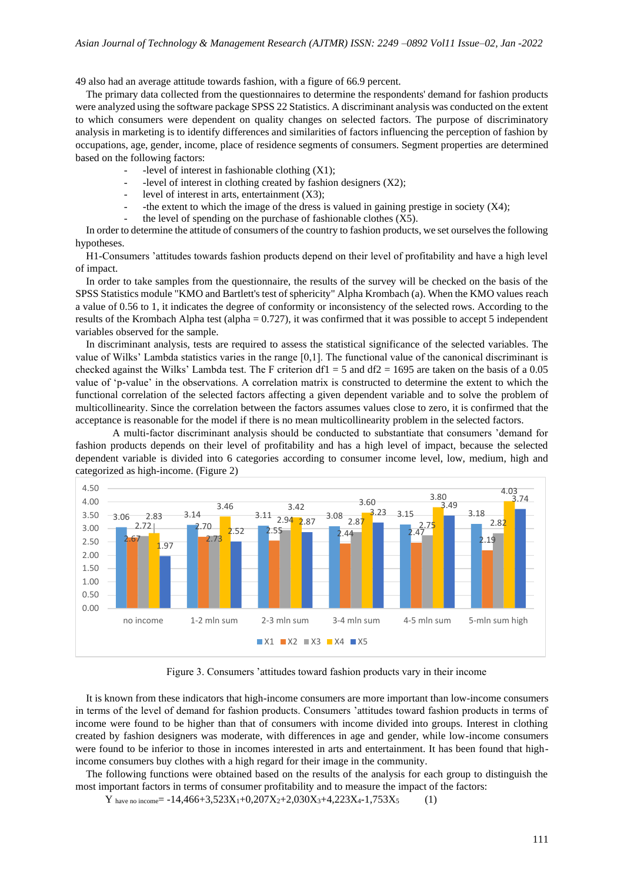49 also had an average attitude towards fashion, with a figure of 66.9 percent.

The primary data collected from the questionnaires to determine the respondents' demand for fashion products were analyzed using the software package SPSS 22 Statistics. A discriminant analysis was conducted on the extent to which consumers were dependent on quality changes on selected factors. The purpose of discriminatory analysis in marketing is to identify differences and similarities of factors influencing the perception of fashion by occupations, age, gender, income, place of residence segments of consumers. Segment properties are determined based on the following factors:

- -level of interest in fashionable clothing ($X_1$);
- -level of interest in clothing created by fashion designers ($X_2$);
- level of interest in arts, entertainment ($X_3$);
- -the extent to which the image of the dress is valued in gaining prestige in society ($X_4$);
- the level of spending on the purchase of fashionable clothes ($X_5$).

In order to determine the attitude of consumers of the country to fashion products, we set ourselves the following hypotheses.

H1-Consumers 'attitudes towards fashion products depend on their level of profitability and have a high level of impact.

In order to take samples from the questionnaire, the results of the survey will be checked on the basis of the SPSS Statistics module "KMO and Bartlett's test of sphericity" Alpha Krombach (a). When the KMO values reach a value of 0.56 to 1, it indicates the degree of conformity or inconsistency of the selected rows. According to the results of the Krombach Alpha test (alpha = 0.727), it was confirmed that it was possible to accept 5 independent variables observed for the sample.

In discriminant analysis, tests are required to assess the statistical significance of the selected variables. The value of Wilks' Lambda statistics varies in the range [0,1]. The functional value of the canonical discriminant is checked against the Wilks' Lambda test. The F criterion $df1 = 5$ and $df2 = 1695$ are taken on the basis of a 0.05 value of 'p-value' in the observations. A correlation matrix is constructed to determine the extent to which the functional correlation of the selected factors affecting a given dependent variable and to solve the problem of multicollinearity. Since the correlation between the factors assumes values close to zero, it is confirmed that the acceptance is reasonable for the model if there is no mean multicollinearity problem in the selected factors.

A multi-factor discriminant analysis should be conducted to substantiate that consumers 'demand for fashion products depends on their level of profitability and has a high level of impact, because the selected dependent variable is divided into 6 categories according to consumer income level, low, medium, high and categorized as high-income. (Figure 2)

| | X1 | X2 | X3 | X4 | X5 |
|---|---|---|---|---|---|
| no income | 3.06 | 2.67 | 2.72 | 2.83 | 1.97 |
| 1-2 mln sum | 3.14 | 2.70 | 2.73 | 3.46 | 2.52 |
| 2-3 mln sum | 3.11 | 2.55 | 2.94 | 3.42 | 2.87 |
| 3-4 mln sum | 3.08 | 2.44 | 2.87 | 3.60 | 3.23 |
| 4-5 mln sum | 3.15 | 2.47 | 2.75 | 3.80 | 3.49 |
| 5-mln sum high | 3.18 | 2.19 | 2.82 | 4.03 | 3.74 |

Figure 3. Consumers 'attitudes toward fashion products vary in their income

It is known from these indicators that high-income consumers are more important than low-income consumers in terms of the level of demand for fashion products. Consumers 'attitudes toward fashion products in terms of income were found to be higher than that of consumers with income divided into groups. Interest in clothing created by fashion designers was moderate, with differences in age and gender, while low-income consumers were found to be inferior to those in incomes interested in arts and entertainment. It has been found that high-income consumers buy clothes with a high regard for their image in the community.

The following functions were obtained based on the results of the analysis for each group to distinguish the most important factors in terms of consumer profitability and to measure the impact of the factors:

$$Y_{\text{have no income}} = -14{,}466+3{,}523X_1+0{,}207X_2+2{,}030X_3+4{,}223X_4-1{,}753X_5 \qquad (1)$$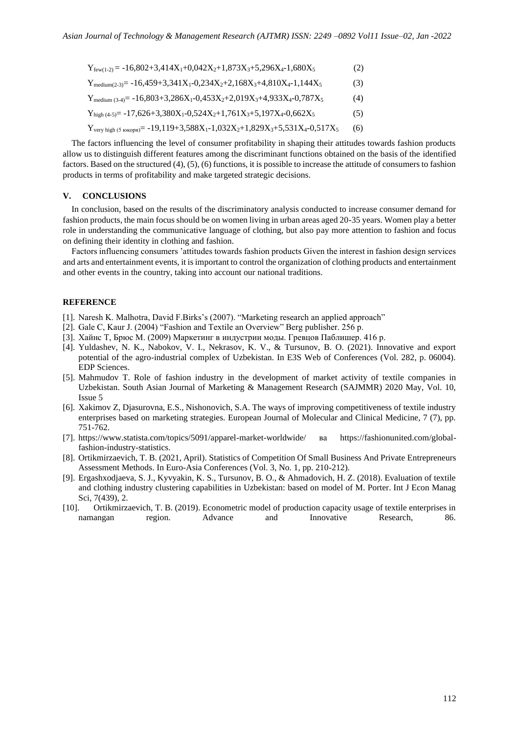$$Y_{few(1\text{-}2)} = -16{,}802+3{,}414X_1+0{,}042X_2+1{,}873X_3+5{,}296X_4-1{,}680X_5 \quad (2)$$

$$Y_{medium(2\text{-}3)} = -16{,}459+3{,}341X_1-0{,}234X_2+2{,}168X_3+4{,}810X_4-1{,}144X_5 \quad (3)$$

$$Y_{medium\ (3\text{-}4)} = -16{,}803+3{,}286X_1-0{,}453X_2+2{,}019X_3+4{,}933X_4-0{,}787X_5 \quad (4)$$

$$Y_{high\ (4\text{-}5)} = -17{,}626+3{,}380X_1-0{,}524X_2+1{,}761X_3+5{,}197X_4-0{,}662X_5 \quad (5)$$

$$Y_{very\ high\ (5\ \text{юкори})} = -19{,}119+3{,}588X_1-1{,}032X_2+1{,}829X_3+5{,}531X_4-0{,}517X_5 \quad (6)$$

The factors influencing the level of consumer profitability in shaping their attitudes towards fashion products allow us to distinguish different features among the discriminant functions obtained on the basis of the identified factors. Based on the structured (4), (5), (6) functions, it is possible to increase the attitude of consumers to fashion products in terms of profitability and make targeted strategic decisions.

## V. CONCLUSIONS

In conclusion, based on the results of the discriminatory analysis conducted to increase consumer demand for fashion products, the main focus should be on women living in urban areas aged 20-35 years. Women play a better role in understanding the communicative language of clothing, but also pay more attention to fashion and focus on defining their identity in clothing and fashion.

Factors influencing consumers 'attitudes towards fashion products Given the interest in fashion design services and arts and entertainment events, it is important to control the organization of clothing products and entertainment and other events in the country, taking into account our national traditions.

## REFERENCE

[1]. Naresh K. Malhotra, David F.Birks's (2007). "Marketing research an applied approach"

[2]. Gale C, Kaur J. (2004) "Fashion and Textile an Overview" Berg publisher. 256 p.

[3]. Хайнс Т, Брюс М. (2009) Маркетинг в индустрии моды. Гревцов Паблишер. 416 p.

[4]. Yuldashev, N. K., Nabokov, V. I., Nekrasov, K. V., & Tursunov, B. O. (2021). Innovative and export potential of the agro-industrial complex of Uzbekistan. In E3S Web of Conferences (Vol. 282, p. 06004). EDP Sciences.

[5]. Mahmudov T. Role of fashion industry in the development of market activity of textile companies in Uzbekistan. South Asian Journal of Marketing & Management Research (SAJMMR) 2020 May, Vol. 10, Issue 5

[6]. Xakimov Z, Djasurovna, E.S., Nishonovich, S.A. The ways of improving competitiveness of textile industry enterprises based on marketing strategies. European Journal of Molecular and Clinical Medicine, 7 (7), pp. 751-762.

[7]. https://www.statista.com/topics/5091/apparel-market-worldwide/ ва https://fashionunited.com/global-fashion-industry-statistics.

[8]. Ortikmirzaevich, T. B. (2021, April). Statistics of Competition Of Small Business And Private Entrepreneurs Assessment Methods. In Euro-Asia Conferences (Vol. 3, No. 1, pp. 210-212).

[9]. Ergashxodjaeva, S. J., Kyvyakin, K. S., Tursunov, B. O., & Ahmadovich, H. Z. (2018). Evaluation of textile and clothing industry clustering capabilities in Uzbekistan: based on model of M. Porter. Int J Econ Manag Sci, 7(439), 2.

[10]. Ortikmirzaevich, T. B. (2019). Econometric model of production capacity usage of textile enterprises in namangan region. Advance and Innovative Research, 86.